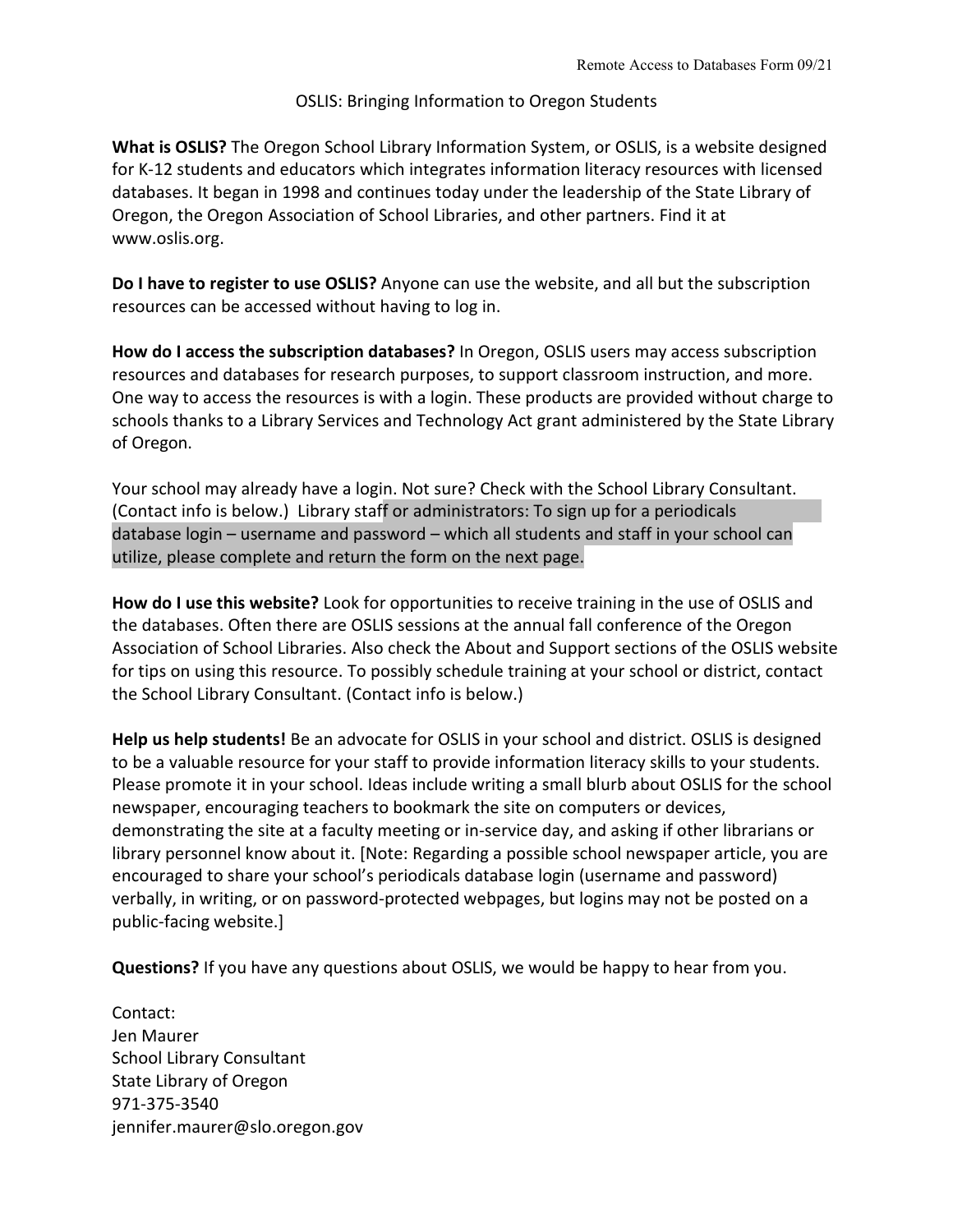Remote Access to Databases Form 09/21

# OSLIS: Bringing Information to Oregon Students

**What is OSLIS?** The Oregon School Library Information System, or OSLIS, is a website designed for K-12 students and educators which integrates information literacy resources with licensed databases. It began in 1998 and continues today under the leadership of the State Library of Oregon, the Oregon Association of School Libraries, and other partners. Find it at www.oslis.org.

**Do I have to register to use OSLIS?** Anyone can use the website, and all but the subscription resources can be accessed without having to log in.

**How do I access the subscription databases?** In Oregon, OSLIS users may access subscription resources and databases for research purposes, to support classroom instruction, and more. One way to access the resources is with a login. These products are provided without charge to schools thanks to a Library Services and Technology Act grant administered by the State Library of Oregon.

Your school may already have a login. Not sure? Check with the School Library Consultant. (Contact info is below.) Library staff or administrators: To sign up for a periodicals database login – username and password – which all students and staff in your school can utilize, please complete and return the form on the next page.

**How do I use this website?** Look for opportunities to receive training in the use of OSLIS and the databases. Often there are OSLIS sessions at the annual fall conference of the Oregon Association of School Libraries. Also check the About and Support sections of the OSLIS website for tips on using this resource. To possibly schedule training at your school or district, contact the School Library Consultant. (Contact info is below.)

**Help us help students!** Be an advocate for OSLIS in your school and district. OSLIS is designed to be a valuable resource for your staff to provide information literacy skills to your students. Please promote it in your school. Ideas include writing a small blurb about OSLIS for the school newspaper, encouraging teachers to bookmark the site on computers or devices, demonstrating the site at a faculty meeting or in-service day, and asking if other librarians or library personnel know about it. [Note: Regarding a possible school newspaper article, you are encouraged to share your school's periodicals database login (username and password) verbally, in writing, or on password-protected webpages, but logins may not be posted on a public-facing website.]

**Questions?** If you have any questions about OSLIS, we would be happy to hear from you.

Contact:
Jen Maurer
School Library Consultant
State Library of Oregon
971-375-3540
jennifer.maurer@slo.oregon.gov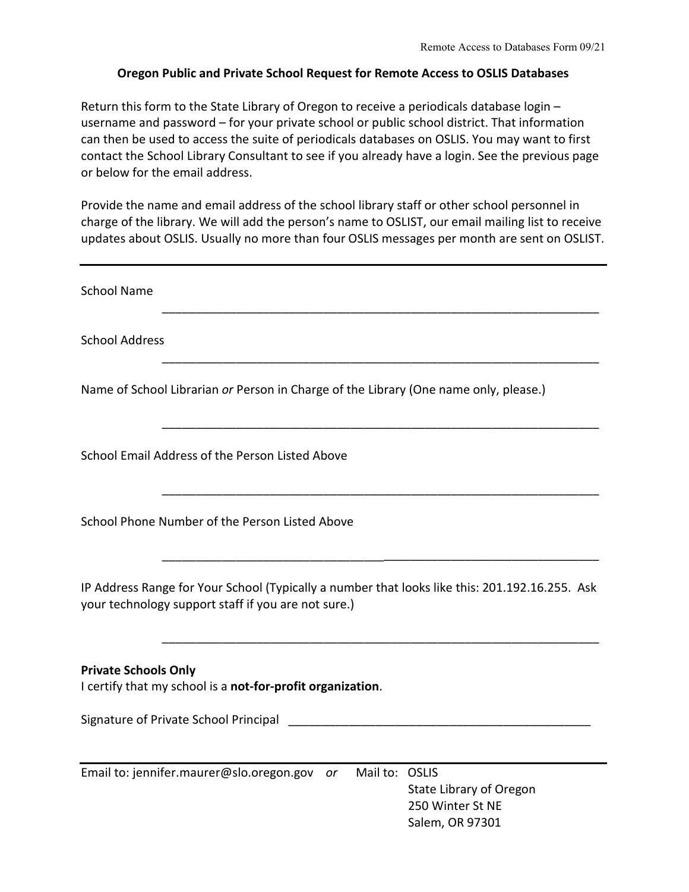## Oregon Public and Private School Request for Remote Access to OSLIS Databases

Return this form to the State Library of Oregon to receive a periodicals database login – username and password – for your private school or public school district. That information can then be used to access the suite of periodicals databases on OSLIS. You may want to first contact the School Library Consultant to see if you already have a login. See the previous page or below for the email address.

Provide the name and email address of the school library staff or other school personnel in charge of the library. We will add the person's name to OSLIST, our email mailing list to receive updates about OSLIS. Usually no more than four OSLIS messages per month are sent on OSLIST.

---

School Name

_________________________________________________________________

School Address

_________________________________________________________________

Name of School Librarian *or* Person in Charge of the Library (One name only, please.)

_________________________________________________________________

School Email Address of the Person Listed Above

_________________________________________________________________

School Phone Number of the Person Listed Above

_________________________________________________________________

IP Address Range for Your School (Typically a number that looks like this: 201.192.16.255. Ask your technology support staff if you are not sure.)

_________________________________________________________________

**Private Schools Only**
I certify that my school is a **not-for-profit organization**.

Signature of Private School Principal _________________________________________

---

Email to: jennifer.maurer@slo.oregon.gov *or* Mail to: OSLIS
State Library of Oregon
250 Winter St NE
Salem, OR 97301